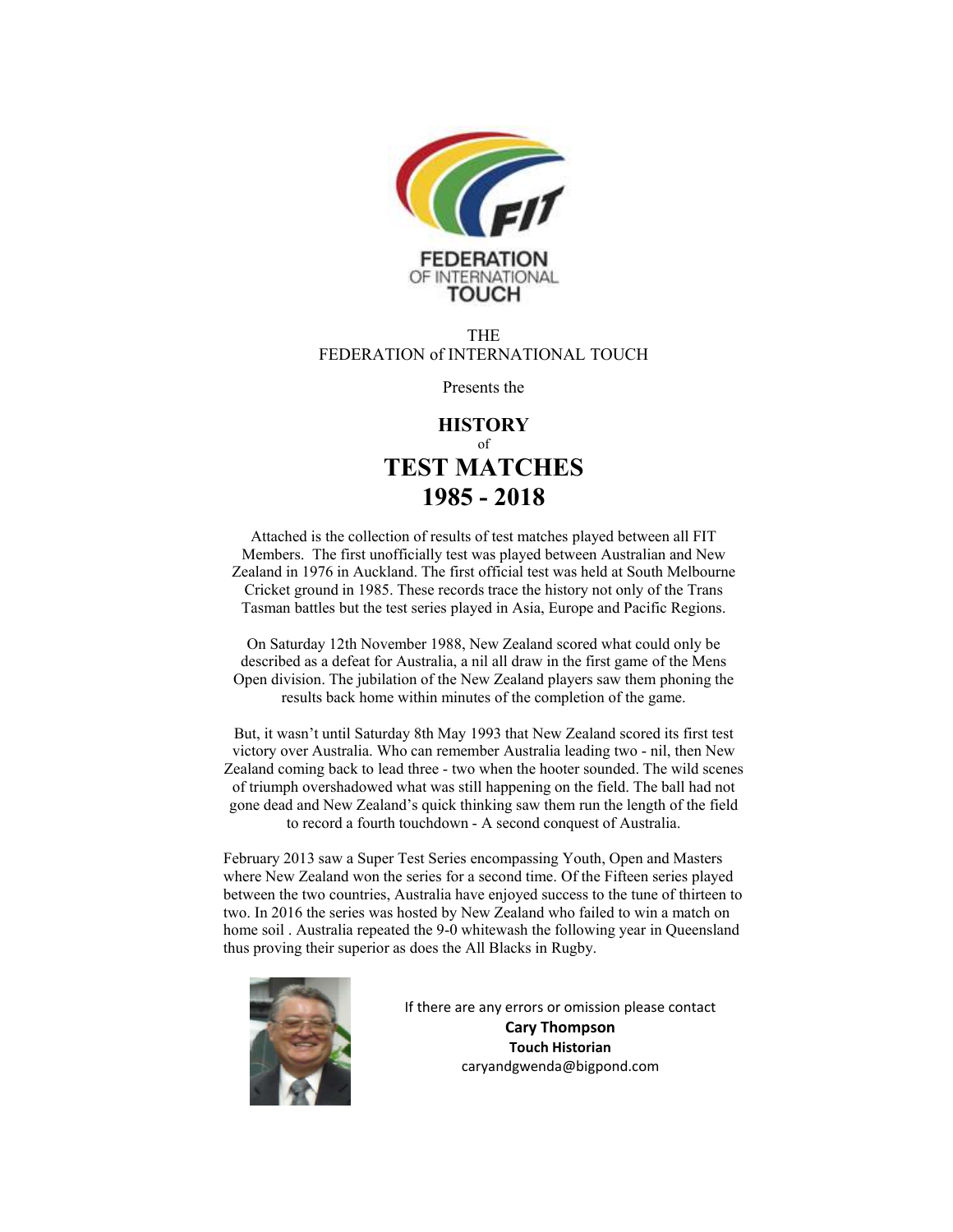FEDERATION
OF INTERNATIONAL
TOUCH

THE
FEDERATION of INTERNATIONAL TOUCH

Presents the

# HISTORY
of
# TEST MATCHES 1985 - 2018

Attached is the collection of results of test matches played between all FIT Members. The first unofficially test was played between Australian and New Zealand in 1976 in Auckland. The first official test was held at South Melbourne Cricket ground in 1985. These records trace the history not only of the Trans Tasman battles but the test series played in Asia, Europe and Pacific Regions.

On Saturday 12th November 1988, New Zealand scored what could only be described as a defeat for Australia, a nil all draw in the first game of the Mens Open division. The jubilation of the New Zealand players saw them phoning the results back home within minutes of the completion of the game.

But, it wasn't until Saturday 8th May 1993 that New Zealand scored its first test victory over Australia. Who can remember Australia leading two - nil, then New Zealand coming back to lead three - two when the hooter sounded. The wild scenes of triumph overshadowed what was still happening on the field. The ball had not gone dead and New Zealand's quick thinking saw them run the length of the field to record a fourth touchdown - A second conquest of Australia.

February 2013 saw a Super Test Series encompassing Youth, Open and Masters where New Zealand won the series for a second time. Of the Fifteen series played between the two countries, Australia have enjoyed success to the tune of thirteen to two. In 2016 the series was hosted by New Zealand who failed to win a match on home soil . Australia repeated the 9-0 whitewash the following year in Queensland thus proving their superior as does the All Blacks in Rugby.

If there are any errors or omission please contact
**Cary Thompson**
**Touch Historian**
caryandgwenda@bigpond.com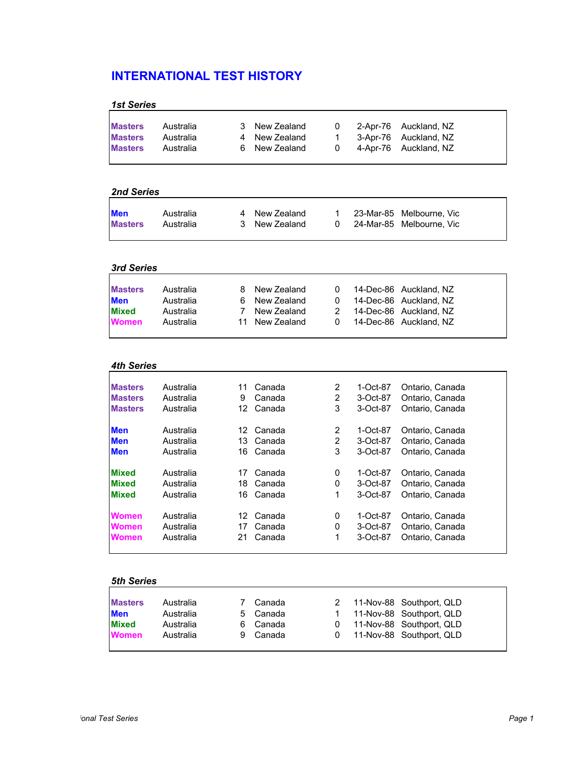# INTERNATIONAL TEST HISTORY

### *1st Series*

| | | | | | | |
|---|---|---|---|---|---|---|
| **Masters** | Australia | 3 | New Zealand | 0 | 2-Apr-76 | Auckland, NZ |
| **Masters** | Australia | 4 | New Zealand | 1 | 3-Apr-76 | Auckland, NZ |
| **Masters** | Australia | 6 | New Zealand | 0 | 4-Apr-76 | Auckland, NZ |

### *2nd Series*

| | | | | | | |
|---|---|---|---|---|---|---|
| **Men** | Australia | 4 | New Zealand | 1 | 23-Mar-85 | Melbourne, Vic |
| **Masters** | Australia | 3 | New Zealand | 0 | 24-Mar-85 | Melbourne, Vic |

### *3rd Series*

| | | | | | | |
|---|---|---|---|---|---|---|
| **Masters** | Australia | 8 | New Zealand | 0 | 14-Dec-86 | Auckland, NZ |
| **Men** | Australia | 6 | New Zealand | 0 | 14-Dec-86 | Auckland, NZ |
| **Mixed** | Australia | 7 | New Zealand | 2 | 14-Dec-86 | Auckland, NZ |
| **Women** | Australia | 11 | New Zealand | 0 | 14-Dec-86 | Auckland, NZ |

### *4th Series*

| | | | | | | |
|---|---|---|---|---|---|---|
| **Masters** | Australia | 11 | Canada | 2 | 1-Oct-87 | Ontario, Canada |
| **Masters** | Australia | 9 | Canada | 2 | 3-Oct-87 | Ontario, Canada |
| **Masters** | Australia | 12 | Canada | 3 | 3-Oct-87 | Ontario, Canada |
| **Men** | Australia | 12 | Canada | 2 | 1-Oct-87 | Ontario, Canada |
| **Men** | Australia | 13 | Canada | 2 | 3-Oct-87 | Ontario, Canada |
| **Men** | Australia | 16 | Canada | 3 | 3-Oct-87 | Ontario, Canada |
| **Mixed** | Australia | 17 | Canada | 0 | 1-Oct-87 | Ontario, Canada |
| **Mixed** | Australia | 18 | Canada | 0 | 3-Oct-87 | Ontario, Canada |
| **Mixed** | Australia | 16 | Canada | 1 | 3-Oct-87 | Ontario, Canada |
| **Women** | Australia | 12 | Canada | 0 | 1-Oct-87 | Ontario, Canada |
| **Women** | Australia | 17 | Canada | 0 | 3-Oct-87 | Ontario, Canada |
| **Women** | Australia | 21 | Canada | 1 | 3-Oct-87 | Ontario, Canada |

### *5th Series*

| | | | | | | |
|---|---|---|---|---|---|---|
| **Masters** | Australia | 7 | Canada | 2 | 11-Nov-88 | Southport, QLD |
| **Men** | Australia | 5 | Canada | 1 | 11-Nov-88 | Southport, QLD |
| **Mixed** | Australia | 6 | Canada | 0 | 11-Nov-88 | Southport, QLD |
| **Women** | Australia | 9 | Canada | 0 | 11-Nov-88 | Southport, QLD |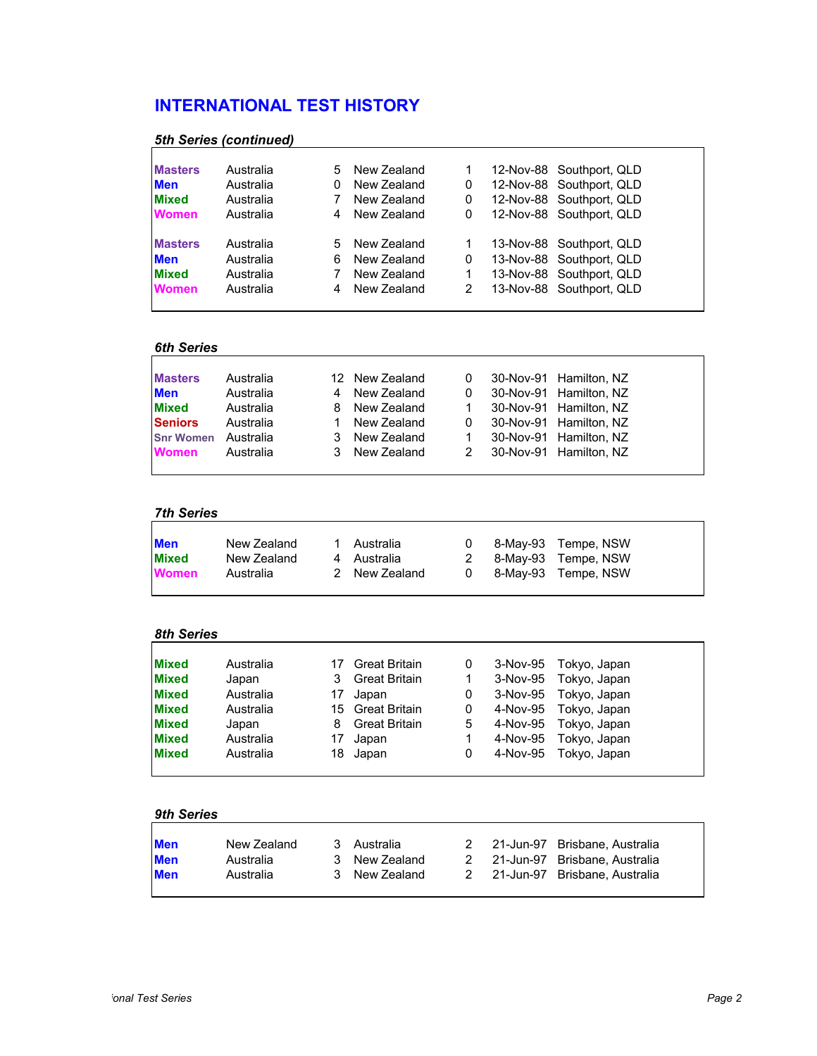## INTERNATIONAL TEST HISTORY

### *5th Series (continued)*

| | | | | | | |
|---|---|---|---|---|---|---|
| **Masters** | Australia | 5 | New Zealand | 1 | 12-Nov-88 | Southport, QLD |
| **Men** | Australia | 0 | New Zealand | 0 | 12-Nov-88 | Southport, QLD |
| **Mixed** | Australia | 7 | New Zealand | 0 | 12-Nov-88 | Southport, QLD |
| **Women** | Australia | 4 | New Zealand | 0 | 12-Nov-88 | Southport, QLD |
| **Masters** | Australia | 5 | New Zealand | 1 | 13-Nov-88 | Southport, QLD |
| **Men** | Australia | 6 | New Zealand | 0 | 13-Nov-88 | Southport, QLD |
| **Mixed** | Australia | 7 | New Zealand | 1 | 13-Nov-88 | Southport, QLD |
| **Women** | Australia | 4 | New Zealand | 2 | 13-Nov-88 | Southport, QLD |

### *6th Series*

| | | | | | | |
|---|---|---|---|---|---|---|
| **Masters** | Australia | 12 | New Zealand | 0 | 30-Nov-91 | Hamilton, NZ |
| **Men** | Australia | 4 | New Zealand | 0 | 30-Nov-91 | Hamilton, NZ |
| **Mixed** | Australia | 8 | New Zealand | 1 | 30-Nov-91 | Hamilton, NZ |
| **Seniors** | Australia | 1 | New Zealand | 0 | 30-Nov-91 | Hamilton, NZ |
| **Snr Women** | Australia | 3 | New Zealand | 1 | 30-Nov-91 | Hamilton, NZ |
| **Women** | Australia | 3 | New Zealand | 2 | 30-Nov-91 | Hamilton, NZ |

### *7th Series*

| | | | | | | |
|---|---|---|---|---|---|---|
| **Men** | New Zealand | 1 | Australia | 0 | 8-May-93 | Tempe, NSW |
| **Mixed** | New Zealand | 4 | Australia | 2 | 8-May-93 | Tempe, NSW |
| **Women** | Australia | 2 | New Zealand | 0 | 8-May-93 | Tempe, NSW |

### *8th Series*

| | | | | | | |
|---|---|---|---|---|---|---|
| **Mixed** | Australia | 17 | Great Britain | 0 | 3-Nov-95 | Tokyo, Japan |
| **Mixed** | Japan | 3 | Great Britain | 1 | 3-Nov-95 | Tokyo, Japan |
| **Mixed** | Australia | 17 | Japan | 0 | 3-Nov-95 | Tokyo, Japan |
| **Mixed** | Australia | 15 | Great Britain | 0 | 4-Nov-95 | Tokyo, Japan |
| **Mixed** | Japan | 8 | Great Britain | 5 | 4-Nov-95 | Tokyo, Japan |
| **Mixed** | Australia | 17 | Japan | 1 | 4-Nov-95 | Tokyo, Japan |
| **Mixed** | Australia | 18 | Japan | 0 | 4-Nov-95 | Tokyo, Japan |

### *9th Series*

| | | | | | | |
|---|---|---|---|---|---|---|
| **Men** | New Zealand | 3 | Australia | 2 | 21-Jun-97 | Brisbane, Australia |
| **Men** | Australia | 3 | New Zealand | 2 | 21-Jun-97 | Brisbane, Australia |
| **Men** | Australia | 3 | New Zealand | 2 | 21-Jun-97 | Brisbane, Australia |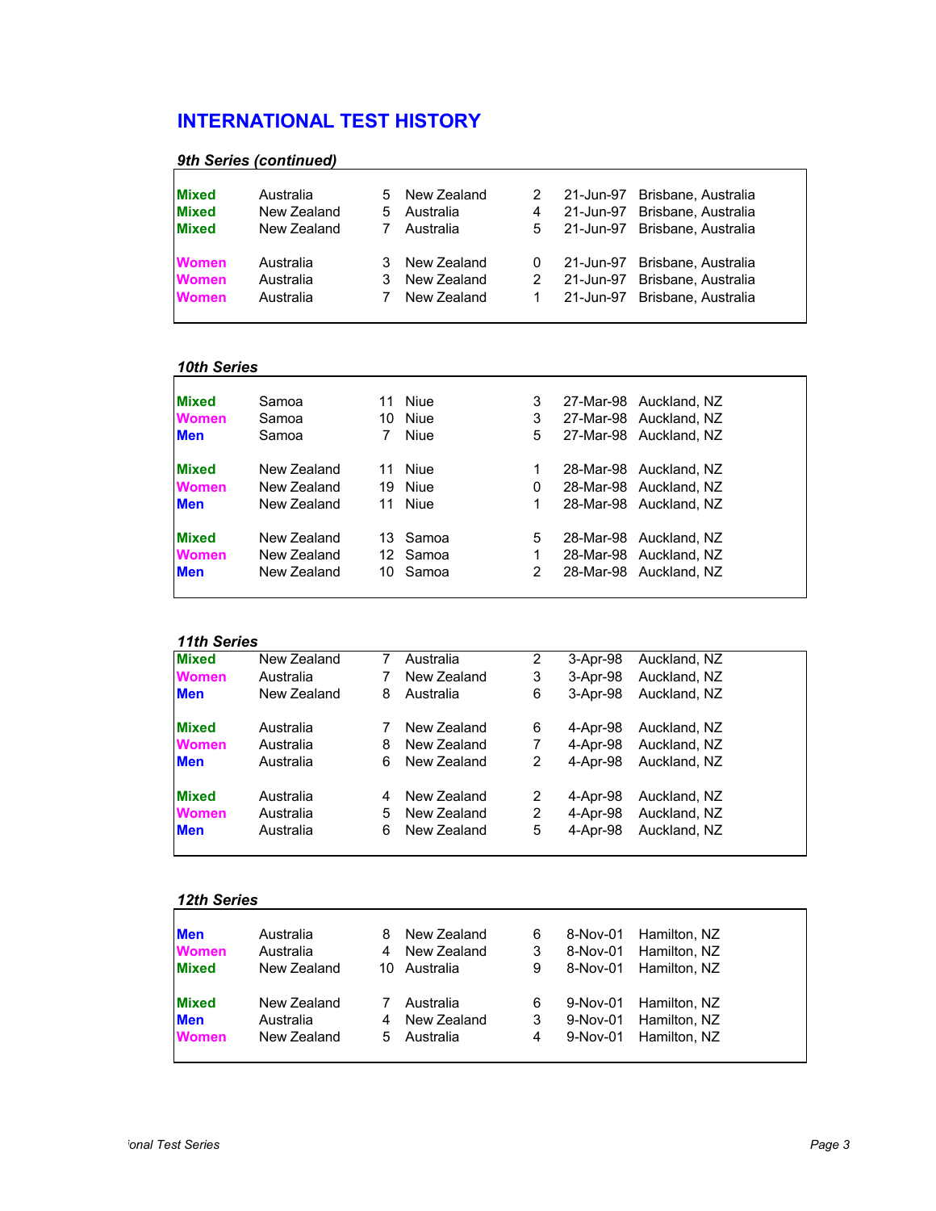## INTERNATIONAL TEST HISTORY

### *9th Series (continued)*

| | | | | | | |
|---|---|---|---|---|---|---|
| Mixed | Australia | 5 | New Zealand | 2 | 21-Jun-97 | Brisbane, Australia |
| Mixed | New Zealand | 5 | Australia | 4 | 21-Jun-97 | Brisbane, Australia |
| Mixed | New Zealand | 7 | Australia | 5 | 21-Jun-97 | Brisbane, Australia |
| Women | Australia | 3 | New Zealand | 0 | 21-Jun-97 | Brisbane, Australia |
| Women | Australia | 3 | New Zealand | 2 | 21-Jun-97 | Brisbane, Australia |
| Women | Australia | 7 | New Zealand | 1 | 21-Jun-97 | Brisbane, Australia |

### *10th Series*

| | | | | | | |
|---|---|---|---|---|---|---|
| Mixed | Samoa | 11 | Niue | 3 | 27-Mar-98 | Auckland, NZ |
| Women | Samoa | 10 | Niue | 3 | 27-Mar-98 | Auckland, NZ |
| Men | Samoa | 7 | Niue | 5 | 27-Mar-98 | Auckland, NZ |
| Mixed | New Zealand | 11 | Niue | 1 | 28-Mar-98 | Auckland, NZ |
| Women | New Zealand | 19 | Niue | 0 | 28-Mar-98 | Auckland, NZ |
| Men | New Zealand | 11 | Niue | 1 | 28-Mar-98 | Auckland, NZ |
| Mixed | New Zealand | 13 | Samoa | 5 | 28-Mar-98 | Auckland, NZ |
| Women | New Zealand | 12 | Samoa | 1 | 28-Mar-98 | Auckland, NZ |
| Men | New Zealand | 10 | Samoa | 2 | 28-Mar-98 | Auckland, NZ |

### *11th Series*

| | | | | | | |
|---|---|---|---|---|---|---|
| Mixed | New Zealand | 7 | Australia | 2 | 3-Apr-98 | Auckland, NZ |
| Women | Australia | 7 | New Zealand | 3 | 3-Apr-98 | Auckland, NZ |
| Men | New Zealand | 8 | Australia | 6 | 3-Apr-98 | Auckland, NZ |
| Mixed | Australia | 7 | New Zealand | 6 | 4-Apr-98 | Auckland, NZ |
| Women | Australia | 8 | New Zealand | 7 | 4-Apr-98 | Auckland, NZ |
| Men | Australia | 6 | New Zealand | 2 | 4-Apr-98 | Auckland, NZ |
| Mixed | Australia | 4 | New Zealand | 2 | 4-Apr-98 | Auckland, NZ |
| Women | Australia | 5 | New Zealand | 2 | 4-Apr-98 | Auckland, NZ |
| Men | Australia | 6 | New Zealand | 5 | 4-Apr-98 | Auckland, NZ |

### *12th Series*

| | | | | | | |
|---|---|---|---|---|---|---|
| Men | Australia | 8 | New Zealand | 6 | 8-Nov-01 | Hamilton, NZ |
| Women | Australia | 4 | New Zealand | 3 | 8-Nov-01 | Hamilton, NZ |
| Mixed | New Zealand | 10 | Australia | 9 | 8-Nov-01 | Hamilton, NZ |
| Mixed | New Zealand | 7 | Australia | 6 | 9-Nov-01 | Hamilton, NZ |
| Men | Australia | 4 | New Zealand | 3 | 9-Nov-01 | Hamilton, NZ |
| Women | New Zealand | 5 | Australia | 4 | 9-Nov-01 | Hamilton, NZ |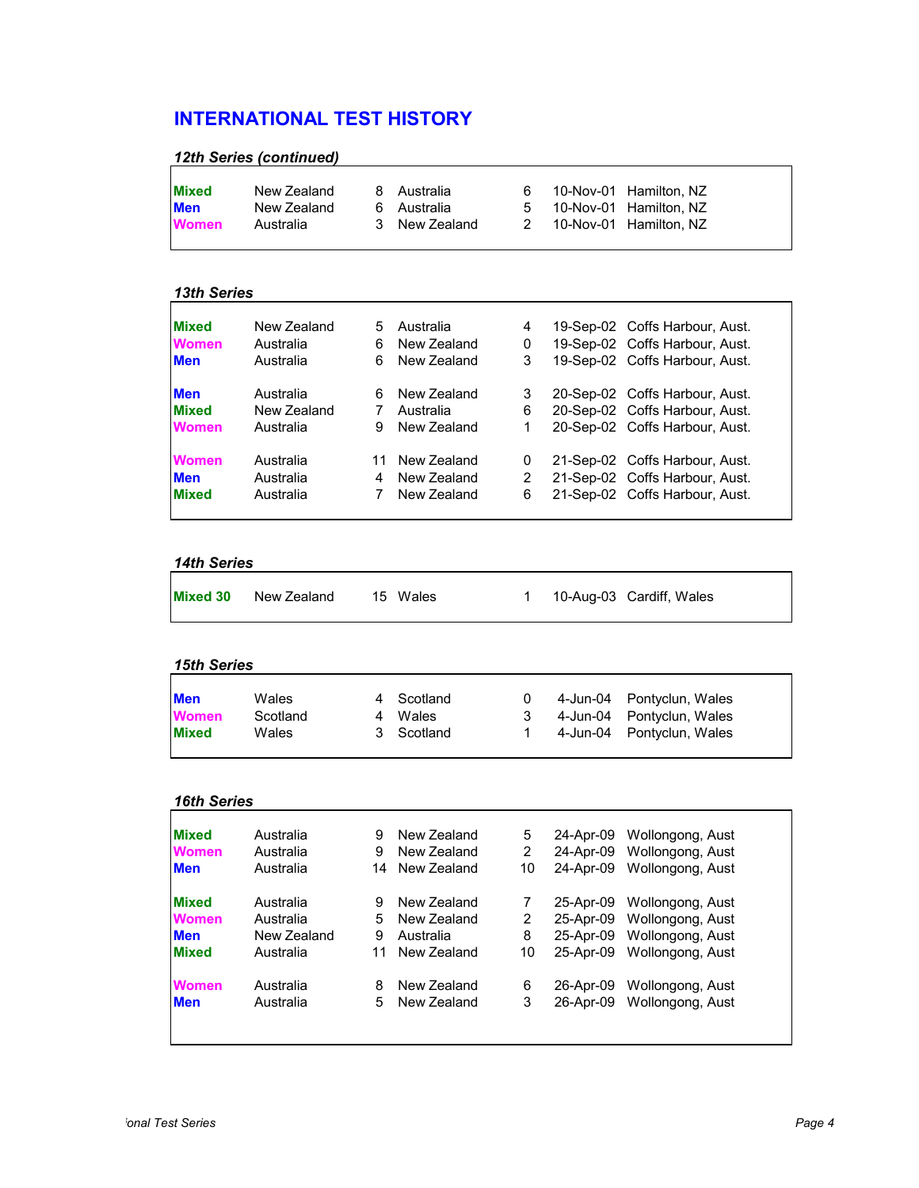## INTERNATIONAL TEST HISTORY

### *12th Series (continued)*

| | | | | | | |
|---|---|---|---|---|---|---|
| **Mixed** | New Zealand | 8 | Australia | 6 | 10-Nov-01 | Hamilton, NZ |
| **Men** | New Zealand | 6 | Australia | 5 | 10-Nov-01 | Hamilton, NZ |
| **Women** | Australia | 3 | New Zealand | 2 | 10-Nov-01 | Hamilton, NZ |

### *13th Series*

| | | | | | | |
|---|---|---|---|---|---|---|
| **Mixed** | New Zealand | 5 | Australia | 4 | 19-Sep-02 | Coffs Harbour, Aust. |
| **Women** | Australia | 6 | New Zealand | 0 | 19-Sep-02 | Coffs Harbour, Aust. |
| **Men** | Australia | 6 | New Zealand | 3 | 19-Sep-02 | Coffs Harbour, Aust. |
| **Men** | Australia | 6 | New Zealand | 3 | 20-Sep-02 | Coffs Harbour, Aust. |
| **Mixed** | New Zealand | 7 | Australia | 6 | 20-Sep-02 | Coffs Harbour, Aust. |
| **Women** | Australia | 9 | New Zealand | 1 | 20-Sep-02 | Coffs Harbour, Aust. |
| **Women** | Australia | 11 | New Zealand | 0 | 21-Sep-02 | Coffs Harbour, Aust. |
| **Men** | Australia | 4 | New Zealand | 2 | 21-Sep-02 | Coffs Harbour, Aust. |
| **Mixed** | Australia | 7 | New Zealand | 6 | 21-Sep-02 | Coffs Harbour, Aust. |

### *14th Series*

| | | | | | | |
|---|---|---|---|---|---|---|
| **Mixed 30** | New Zealand | 15 | Wales | 1 | 10-Aug-03 | Cardiff, Wales |

### *15th Series*

| | | | | | | |
|---|---|---|---|---|---|---|
| **Men** | Wales | 4 | Scotland | 0 | 4-Jun-04 | Pontyclun, Wales |
| **Women** | Scotland | 4 | Wales | 3 | 4-Jun-04 | Pontyclun, Wales |
| **Mixed** | Wales | 3 | Scotland | 1 | 4-Jun-04 | Pontyclun, Wales |

### *16th Series*

| | | | | | | |
|---|---|---|---|---|---|---|
| **Mixed** | Australia | 9 | New Zealand | 5 | 24-Apr-09 | Wollongong, Aust |
| **Women** | Australia | 9 | New Zealand | 2 | 24-Apr-09 | Wollongong, Aust |
| **Men** | Australia | 14 | New Zealand | 10 | 24-Apr-09 | Wollongong, Aust |
| **Mixed** | Australia | 9 | New Zealand | 7 | 25-Apr-09 | Wollongong, Aust |
| **Women** | Australia | 5 | New Zealand | 2 | 25-Apr-09 | Wollongong, Aust |
| **Men** | New Zealand | 9 | Australia | 8 | 25-Apr-09 | Wollongong, Aust |
| **Mixed** | Australia | 11 | New Zealand | 10 | 25-Apr-09 | Wollongong, Aust |
| **Women** | Australia | 8 | New Zealand | 6 | 26-Apr-09 | Wollongong, Aust |
| **Men** | Australia | 5 | New Zealand | 3 | 26-Apr-09 | Wollongong, Aust |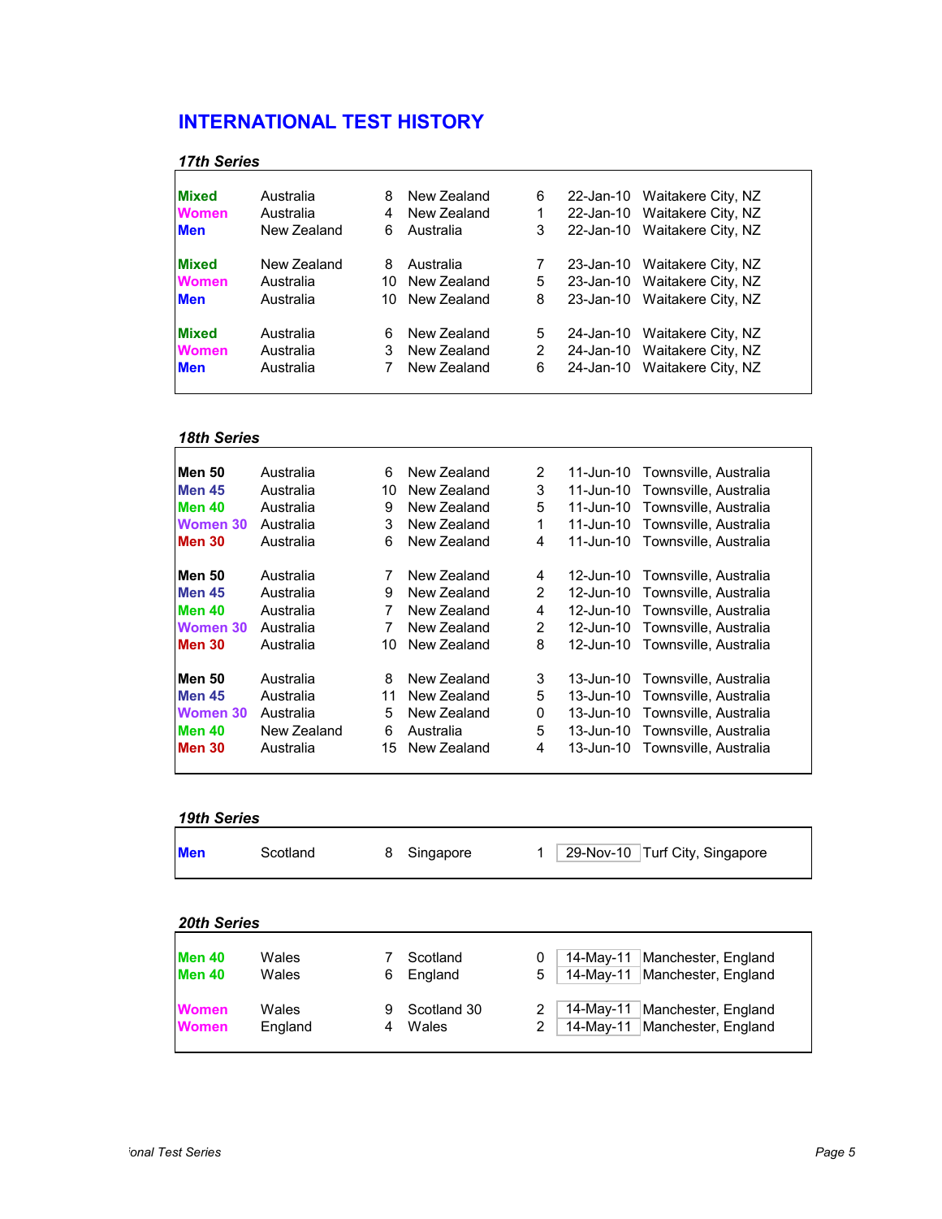## INTERNATIONAL TEST HISTORY

### *17th Series*

| Category | Team | Score | Team | Score | Date | Venue |
|---|---|---|---|---|---|---|
| **Mixed** | Australia | 8 | New Zealand | 6 | 22-Jan-10 | Waitakere City, NZ |
| **Women** | Australia | 4 | New Zealand | 1 | 22-Jan-10 | Waitakere City, NZ |
| **Men** | New Zealand | 6 | Australia | 3 | 22-Jan-10 | Waitakere City, NZ |
| **Mixed** | New Zealand | 8 | Australia | 7 | 23-Jan-10 | Waitakere City, NZ |
| **Women** | Australia | 10 | New Zealand | 5 | 23-Jan-10 | Waitakere City, NZ |
| **Men** | Australia | 10 | New Zealand | 8 | 23-Jan-10 | Waitakere City, NZ |
| **Mixed** | Australia | 6 | New Zealand | 5 | 24-Jan-10 | Waitakere City, NZ |
| **Women** | Australia | 3 | New Zealand | 2 | 24-Jan-10 | Waitakere City, NZ |
| **Men** | Australia | 7 | New Zealand | 6 | 24-Jan-10 | Waitakere City, NZ |

### *18th Series*

| Category | Team | Score | Team | Score | Date | Venue |
|---|---|---|---|---|---|---|
| **Men 50** | Australia | 6 | New Zealand | 2 | 11-Jun-10 | Townsville, Australia |
| **Men 45** | Australia | 10 | New Zealand | 3 | 11-Jun-10 | Townsville, Australia |
| **Men 40** | Australia | 9 | New Zealand | 5 | 11-Jun-10 | Townsville, Australia |
| **Women 30** | Australia | 3 | New Zealand | 1 | 11-Jun-10 | Townsville, Australia |
| **Men 30** | Australia | 6 | New Zealand | 4 | 11-Jun-10 | Townsville, Australia |
| **Men 50** | Australia | 7 | New Zealand | 4 | 12-Jun-10 | Townsville, Australia |
| **Men 45** | Australia | 9 | New Zealand | 2 | 12-Jun-10 | Townsville, Australia |
| **Men 40** | Australia | 7 | New Zealand | 4 | 12-Jun-10 | Townsville, Australia |
| **Women 30** | Australia | 7 | New Zealand | 2 | 12-Jun-10 | Townsville, Australia |
| **Men 30** | Australia | 10 | New Zealand | 8 | 12-Jun-10 | Townsville, Australia |
| **Men 50** | Australia | 8 | New Zealand | 3 | 13-Jun-10 | Townsville, Australia |
| **Men 45** | Australia | 11 | New Zealand | 5 | 13-Jun-10 | Townsville, Australia |
| **Women 30** | Australia | 5 | New Zealand | 0 | 13-Jun-10 | Townsville, Australia |
| **Men 40** | New Zealand | 6 | Australia | 5 | 13-Jun-10 | Townsville, Australia |
| **Men 30** | Australia | 15 | New Zealand | 4 | 13-Jun-10 | Townsville, Australia |

### *19th Series*

| Category | Team | Score | Team | Score | Date | Venue |
|---|---|---|---|---|---|---|
| **Men** | Scotland | 8 | Singapore | 1 | 29-Nov-10 | Turf City, Singapore |

### *20th Series*

| Category | Team | Score | Team | Score | Date | Venue |
|---|---|---|---|---|---|---|
| **Men 40** | Wales | 7 | Scotland | 0 | 14-May-11 | Manchester, England |
| **Men 40** | Wales | 6 | England | 5 | 14-May-11 | Manchester, England |
| **Women** | Wales | 9 | Scotland 30 | 2 | 14-May-11 | Manchester, England |
| **Women** | England | 4 | Wales | 2 | 14-May-11 | Manchester, England |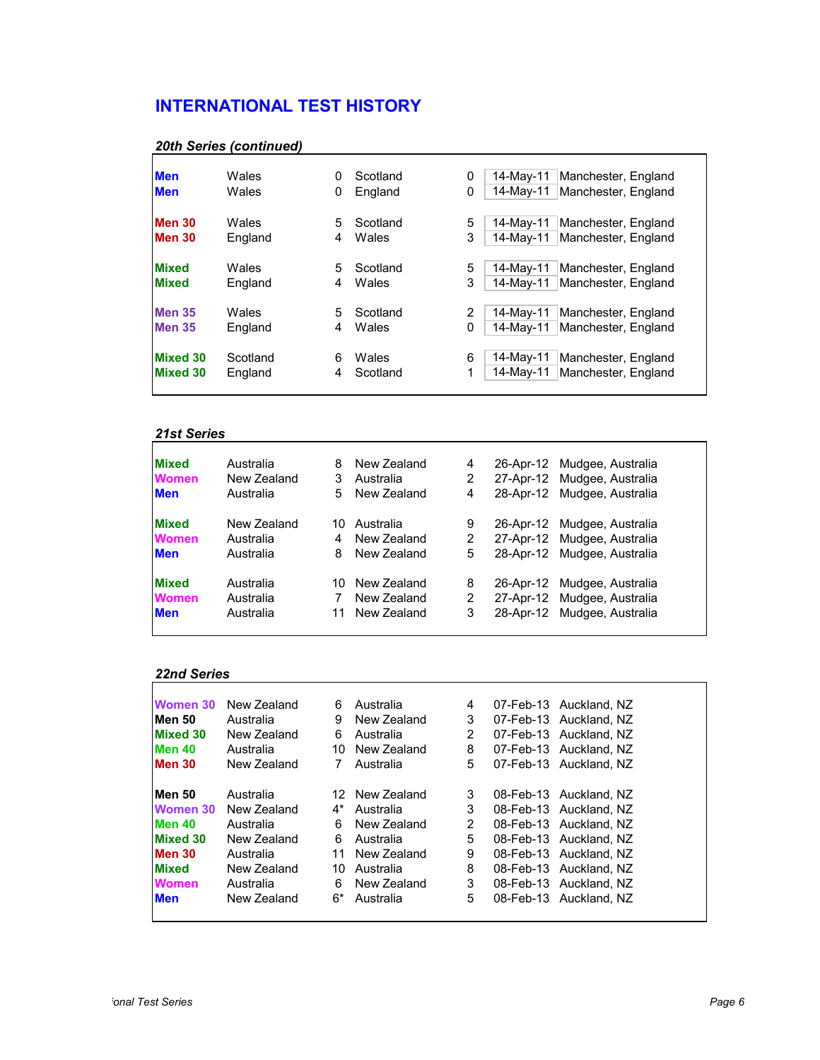# INTERNATIONAL TEST HISTORY

### *20th Series (continued)*

| | | | | | | |
|---|---|---|---|---|---|---|
| **Men** | Wales | 0 | Scotland | 0 | 14-May-11 | Manchester, England |
| **Men** | Wales | 0 | England | 0 | 14-May-11 | Manchester, England |
| | | | | | | |
| **Men 30** | Wales | 5 | Scotland | 5 | 14-May-11 | Manchester, England |
| **Men 30** | England | 4 | Wales | 3 | 14-May-11 | Manchester, England |
| | | | | | | |
| **Mixed** | Wales | 5 | Scotland | 5 | 14-May-11 | Manchester, England |
| **Mixed** | England | 4 | Wales | 3 | 14-May-11 | Manchester, England |
| | | | | | | |
| **Men 35** | Wales | 5 | Scotland | 2 | 14-May-11 | Manchester, England |
| **Men 35** | England | 4 | Wales | 0 | 14-May-11 | Manchester, England |
| | | | | | | |
| **Mixed 30** | Scotland | 6 | Wales | 6 | 14-May-11 | Manchester, England |
| **Mixed 30** | England | 4 | Scotland | 1 | 14-May-11 | Manchester, England |

### *21st Series*

| | | | | | | |
|---|---|---|---|---|---|---|
| **Mixed** | Australia | 8 | New Zealand | 4 | 26-Apr-12 | Mudgee, Australia |
| **Women** | New Zealand | 3 | Australia | 2 | 27-Apr-12 | Mudgee, Australia |
| **Men** | Australia | 5 | New Zealand | 4 | 28-Apr-12 | Mudgee, Australia |
| | | | | | | |
| **Mixed** | New Zealand | 10 | Australia | 9 | 26-Apr-12 | Mudgee, Australia |
| **Women** | Australia | 4 | New Zealand | 2 | 27-Apr-12 | Mudgee, Australia |
| **Men** | Australia | 8 | New Zealand | 5 | 28-Apr-12 | Mudgee, Australia |
| | | | | | | |
| **Mixed** | Australia | 10 | New Zealand | 8 | 26-Apr-12 | Mudgee, Australia |
| **Women** | Australia | 7 | New Zealand | 2 | 27-Apr-12 | Mudgee, Australia |
| **Men** | Australia | 11 | New Zealand | 3 | 28-Apr-12 | Mudgee, Australia |

### *22nd Series*

| | | | | | | |
|---|---|---|---|---|---|---|
| **Women 30** | New Zealand | 6 | Australia | 4 | 07-Feb-13 | Auckland, NZ |
| **Men 50** | Australia | 9 | New Zealand | 3 | 07-Feb-13 | Auckland, NZ |
| **Mixed 30** | New Zealand | 6 | Australia | 2 | 07-Feb-13 | Auckland, NZ |
| **Men 40** | Australia | 10 | New Zealand | 8 | 07-Feb-13 | Auckland, NZ |
| **Men 30** | New Zealand | 7 | Australia | 5 | 07-Feb-13 | Auckland, NZ |
| | | | | | | |
| **Men 50** | Australia | 12 | New Zealand | 3 | 08-Feb-13 | Auckland, NZ |
| **Women 30** | New Zealand | 4* | Australia | 3 | 08-Feb-13 | Auckland, NZ |
| **Men 40** | Australia | 6 | New Zealand | 2 | 08-Feb-13 | Auckland, NZ |
| **Mixed 30** | New Zealand | 6 | Australia | 5 | 08-Feb-13 | Auckland, NZ |
| **Men 30** | Australia | 11 | New Zealand | 9 | 08-Feb-13 | Auckland, NZ |
| **Mixed** | New Zealand | 10 | Australia | 8 | 08-Feb-13 | Auckland, NZ |
| **Women** | Australia | 6 | New Zealand | 3 | 08-Feb-13 | Auckland, NZ |
| **Men** | New Zealand | 6* | Australia | 5 | 08-Feb-13 | Auckland, NZ |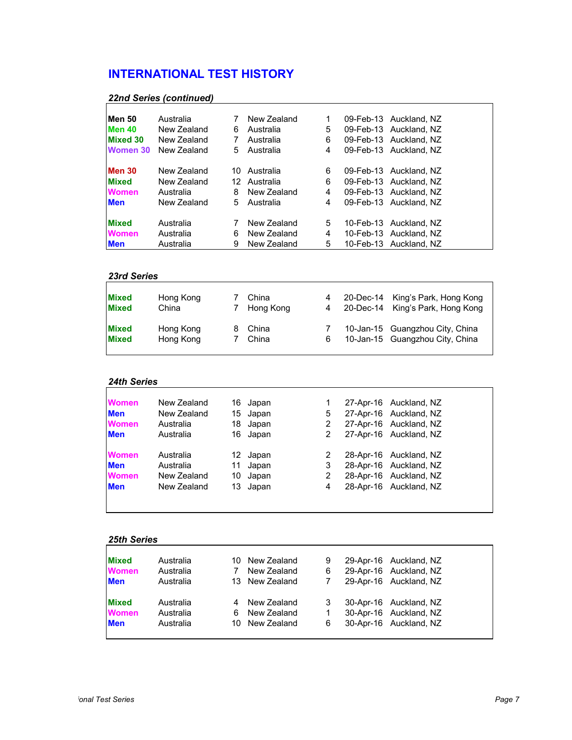## INTERNATIONAL TEST HISTORY

### *22nd Series (continued)*

| Division | Team | Score | Team | Score | Date | Venue |
|---|---|---|---|---|---|---|
| **Men 50** | Australia | 7 | New Zealand | 1 | 09-Feb-13 | Auckland, NZ |
| **Men 40** | New Zealand | 6 | Australia | 5 | 09-Feb-13 | Auckland, NZ |
| **Mixed 30** | New Zealand | 7 | Australia | 6 | 09-Feb-13 | Auckland, NZ |
| **Women 30** | New Zealand | 5 | Australia | 4 | 09-Feb-13 | Auckland, NZ |
| **Men 30** | New Zealand | 10 | Australia | 6 | 09-Feb-13 | Auckland, NZ |
| **Mixed** | New Zealand | 12 | Australia | 6 | 09-Feb-13 | Auckland, NZ |
| **Women** | Australia | 8 | New Zealand | 4 | 09-Feb-13 | Auckland, NZ |
| **Men** | New Zealand | 5 | Australia | 4 | 09-Feb-13 | Auckland, NZ |
| **Mixed** | Australia | 7 | New Zealand | 5 | 10-Feb-13 | Auckland, NZ |
| **Women** | Australia | 6 | New Zealand | 4 | 10-Feb-13 | Auckland, NZ |
| **Men** | Australia | 9 | New Zealand | 5 | 10-Feb-13 | Auckland, NZ |

### *23rd Series*

| Division | Team | Score | Team | Score | Date | Venue |
|---|---|---|---|---|---|---|
| **Mixed** | Hong Kong | 7 | China | 4 | 20-Dec-14 | King's Park, Hong Kong |
| **Mixed** | China | 7 | Hong Kong | 4 | 20-Dec-14 | King's Park, Hong Kong |
| **Mixed** | Hong Kong | 8 | China | 7 | 10-Jan-15 | Guangzhou City, China |
| **Mixed** | Hong Kong | 7 | China | 6 | 10-Jan-15 | Guangzhou City, China |

### *24th Series*

| Division | Team | Score | Team | Score | Date | Venue |
|---|---|---|---|---|---|---|
| **Women** | New Zealand | 16 | Japan | 1 | 27-Apr-16 | Auckland, NZ |
| **Men** | New Zealand | 15 | Japan | 5 | 27-Apr-16 | Auckland, NZ |
| **Women** | Australia | 18 | Japan | 2 | 27-Apr-16 | Auckland, NZ |
| **Men** | Australia | 16 | Japan | 2 | 27-Apr-16 | Auckland, NZ |
| **Women** | Australia | 12 | Japan | 2 | 28-Apr-16 | Auckland, NZ |
| **Men** | Australia | 11 | Japan | 3 | 28-Apr-16 | Auckland, NZ |
| **Women** | New Zealand | 10 | Japan | 2 | 28-Apr-16 | Auckland, NZ |
| **Men** | New Zealand | 13 | Japan | 4 | 28-Apr-16 | Auckland, NZ |

### *25th Series*

| Division | Team | Score | Team | Score | Date | Venue |
|---|---|---|---|---|---|---|
| **Mixed** | Australia | 10 | New Zealand | 9 | 29-Apr-16 | Auckland, NZ |
| **Women** | Australia | 7 | New Zealand | 6 | 29-Apr-16 | Auckland, NZ |
| **Men** | Australia | 13 | New Zealand | 7 | 29-Apr-16 | Auckland, NZ |
| **Mixed** | Australia | 4 | New Zealand | 3 | 30-Apr-16 | Auckland, NZ |
| **Women** | Australia | 6 | New Zealand | 1 | 30-Apr-16 | Auckland, NZ |
| **Men** | Australia | 10 | New Zealand | 6 | 30-Apr-16 | Auckland, NZ |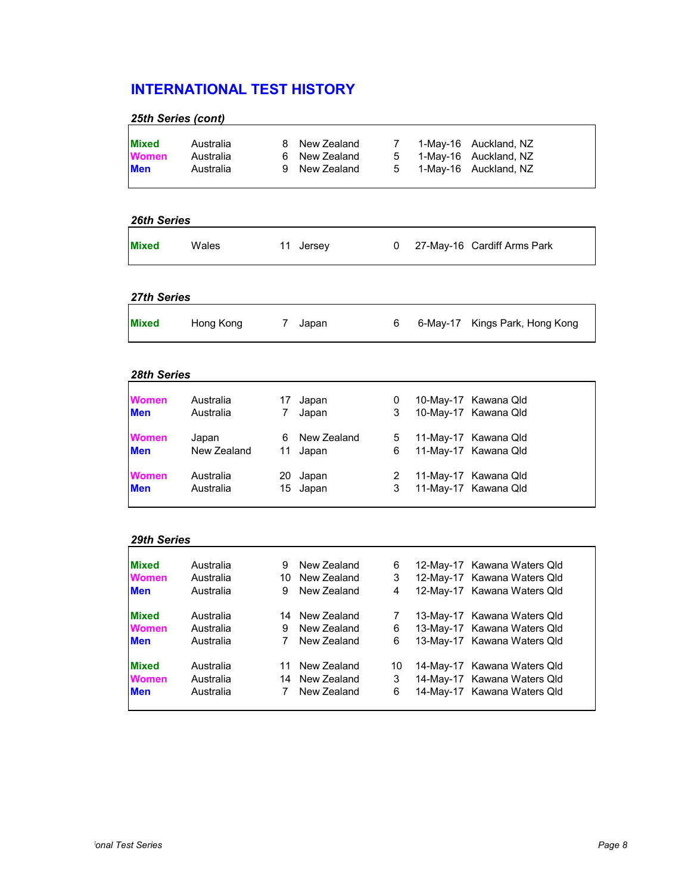## INTERNATIONAL TEST HISTORY

### *25th Series (cont)*

| | | | | | | |
|---|---|---|---|---|---|---|
| **Mixed** | Australia | 8 | New Zealand | 7 | 1-May-16 | Auckland, NZ |
| **Women** | Australia | 6 | New Zealand | 5 | 1-May-16 | Auckland, NZ |
| **Men** | Australia | 9 | New Zealand | 5 | 1-May-16 | Auckland, NZ |

### *26th Series*

| | | | | | | |
|---|---|---|---|---|---|---|
| **Mixed** | Wales | 11 | Jersey | 0 | 27-May-16 | Cardiff Arms Park |

### *27th Series*

| | | | | | | |
|---|---|---|---|---|---|---|
| **Mixed** | Hong Kong | 7 | Japan | 6 | 6-May-17 | Kings Park, Hong Kong |

### *28th Series*

| | | | | | | |
|---|---|---|---|---|---|---|
| **Women** | Australia | 17 | Japan | 0 | 10-May-17 | Kawana Qld |
| **Men** | Australia | 7 | Japan | 3 | 10-May-17 | Kawana Qld |
| **Women** | Japan | 6 | New Zealand | 5 | 11-May-17 | Kawana Qld |
| **Men** | New Zealand | 11 | Japan | 6 | 11-May-17 | Kawana Qld |
| **Women** | Australia | 20 | Japan | 2 | 11-May-17 | Kawana Qld |
| **Men** | Australia | 15 | Japan | 3 | 11-May-17 | Kawana Qld |

### *29th Series*

| | | | | | | |
|---|---|---|---|---|---|---|
| **Mixed** | Australia | 9 | New Zealand | 6 | 12-May-17 | Kawana Waters Qld |
| **Women** | Australia | 10 | New Zealand | 3 | 12-May-17 | Kawana Waters Qld |
| **Men** | Australia | 9 | New Zealand | 4 | 12-May-17 | Kawana Waters Qld |
| **Mixed** | Australia | 14 | New Zealand | 7 | 13-May-17 | Kawana Waters Qld |
| **Women** | Australia | 9 | New Zealand | 6 | 13-May-17 | Kawana Waters Qld |
| **Men** | Australia | 7 | New Zealand | 6 | 13-May-17 | Kawana Waters Qld |
| **Mixed** | Australia | 11 | New Zealand | 10 | 14-May-17 | Kawana Waters Qld |
| **Women** | Australia | 14 | New Zealand | 3 | 14-May-17 | Kawana Waters Qld |
| **Men** | Australia | 7 | New Zealand | 6 | 14-May-17 | Kawana Waters Qld |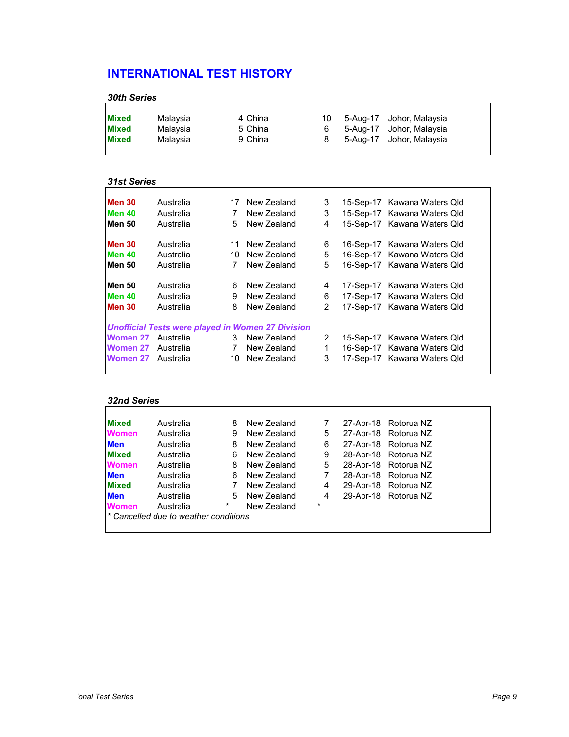## INTERNATIONAL TEST HISTORY

### *30th Series*

| Division | Team | Score | Team | Score | Date | Venue |
|---|---|---|---|---|---|---|
| **Mixed** | Malaysia | 4 | China | 10 | 5-Aug-17 | Johor, Malaysia |
| **Mixed** | Malaysia | 5 | China | 6 | 5-Aug-17 | Johor, Malaysia |
| **Mixed** | Malaysia | 9 | China | 8 | 5-Aug-17 | Johor, Malaysia |

### *31st Series*

| Division | Team | Score | Team | Score | Date | Venue |
|---|---|---|---|---|---|---|
| **Men 30** | Australia | 17 | New Zealand | 3 | 15-Sep-17 | Kawana Waters Qld |
| **Men 40** | Australia | 7 | New Zealand | 3 | 15-Sep-17 | Kawana Waters Qld |
| **Men 50** | Australia | 5 | New Zealand | 4 | 15-Sep-17 | Kawana Waters Qld |
| **Men 30** | Australia | 11 | New Zealand | 6 | 16-Sep-17 | Kawana Waters Qld |
| **Men 40** | Australia | 10 | New Zealand | 5 | 16-Sep-17 | Kawana Waters Qld |
| **Men 50** | Australia | 7 | New Zealand | 5 | 16-Sep-17 | Kawana Waters Qld |
| **Men 50** | Australia | 6 | New Zealand | 4 | 17-Sep-17 | Kawana Waters Qld |
| **Men 40** | Australia | 9 | New Zealand | 6 | 17-Sep-17 | Kawana Waters Qld |
| **Men 30** | Australia | 8 | New Zealand | 2 | 17-Sep-17 | Kawana Waters Qld |

***Unofficial Tests were played in Women 27 Division***

| Division | Team | Score | Team | Score | Date | Venue |
|---|---|---|---|---|---|---|
| **Women 27** | Australia | 3 | New Zealand | 2 | 15-Sep-17 | Kawana Waters Qld |
| **Women 27** | Australia | 7 | New Zealand | 1 | 16-Sep-17 | Kawana Waters Qld |
| **Women 27** | Australia | 10 | New Zealand | 3 | 17-Sep-17 | Kawana Waters Qld |

### *32nd Series*

| Division | Team | Score | Team | Score | Date | Venue |
|---|---|---|---|---|---|---|
| **Mixed** | Australia | 8 | New Zealand | 7 | 27-Apr-18 | Rotorua NZ |
| **Women** | Australia | 9 | New Zealand | 5 | 27-Apr-18 | Rotorua NZ |
| **Men** | Australia | 8 | New Zealand | 6 | 27-Apr-18 | Rotorua NZ |
| **Mixed** | Australia | 6 | New Zealand | 9 | 28-Apr-18 | Rotorua NZ |
| **Women** | Australia | 8 | New Zealand | 5 | 28-Apr-18 | Rotorua NZ |
| **Men** | Australia | 6 | New Zealand | 7 | 28-Apr-18 | Rotorua NZ |
| **Mixed** | Australia | 7 | New Zealand | 4 | 29-Apr-18 | Rotorua NZ |
| **Men** | Australia | 5 | New Zealand | 4 | 29-Apr-18 | Rotorua NZ |
| **Women** | Australia | * | New Zealand | * | | |

*\* Cancelled due to weather conditions*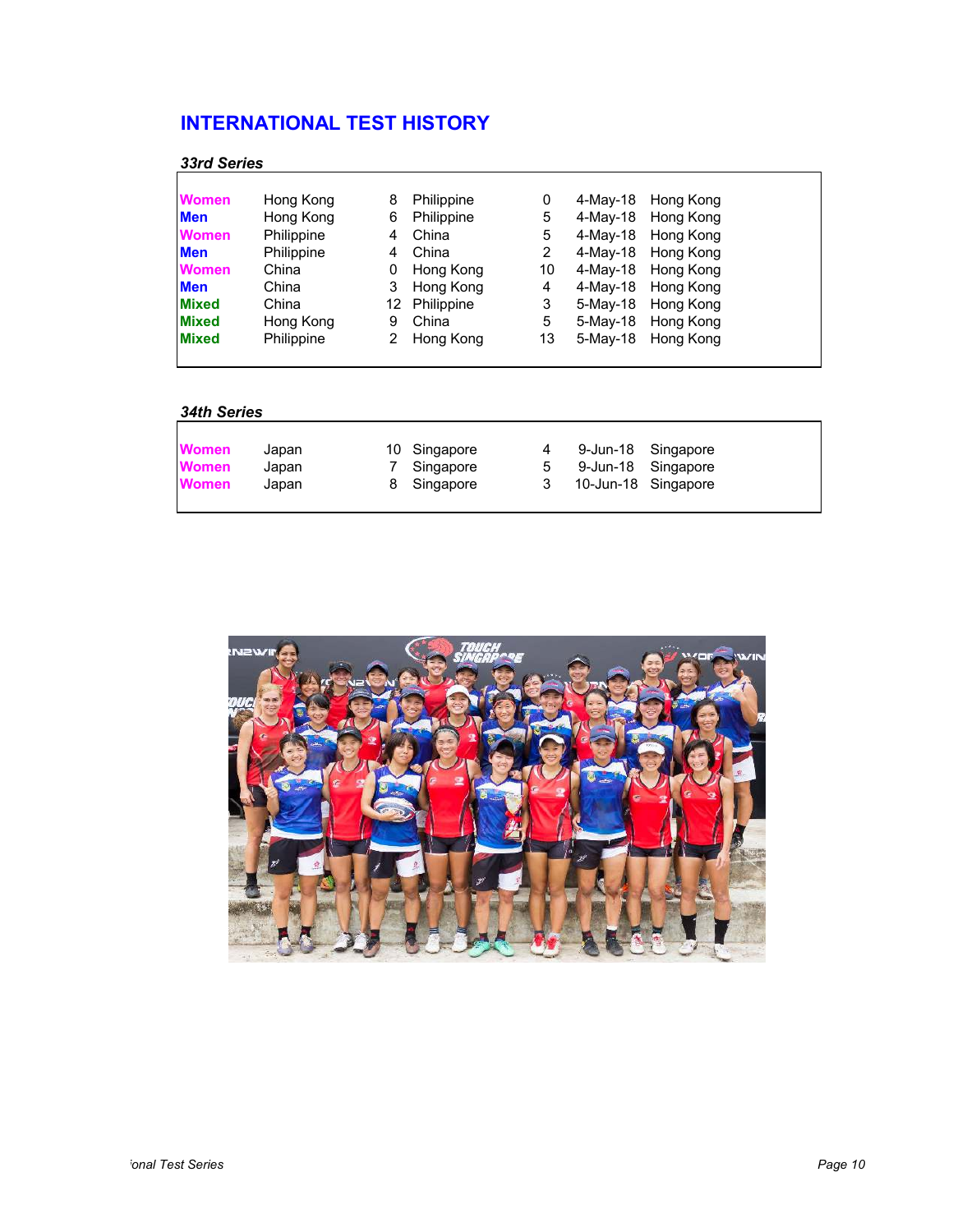## INTERNATIONAL TEST HISTORY

### *33rd Series*

| | | | | | | |
|---|---|---|---|---|---|---|
| Women | Hong Kong | 8 | Philippine | 0 | 4-May-18 | Hong Kong |
| Men | Hong Kong | 6 | Philippine | 5 | 4-May-18 | Hong Kong |
| Women | Philippine | 4 | China | 5 | 4-May-18 | Hong Kong |
| Men | Philippine | 4 | China | 2 | 4-May-18 | Hong Kong |
| Women | China | 0 | Hong Kong | 10 | 4-May-18 | Hong Kong |
| Men | China | 3 | Hong Kong | 4 | 4-May-18 | Hong Kong |
| Mixed | China | 12 | Philippine | 3 | 5-May-18 | Hong Kong |
| Mixed | Hong Kong | 9 | China | 5 | 5-May-18 | Hong Kong |
| Mixed | Philippine | 2 | Hong Kong | 13 | 5-May-18 | Hong Kong |

### *34th Series*

| | | | | | | |
|---|---|---|---|---|---|---|
| Women | Japan | 10 | Singapore | 4 | 9-Jun-18 | Singapore |
| Women | Japan | 7 | Singapore | 5 | 9-Jun-18 | Singapore |
| Women | Japan | 8 | Singapore | 3 | 10-Jun-18 | Singapore |